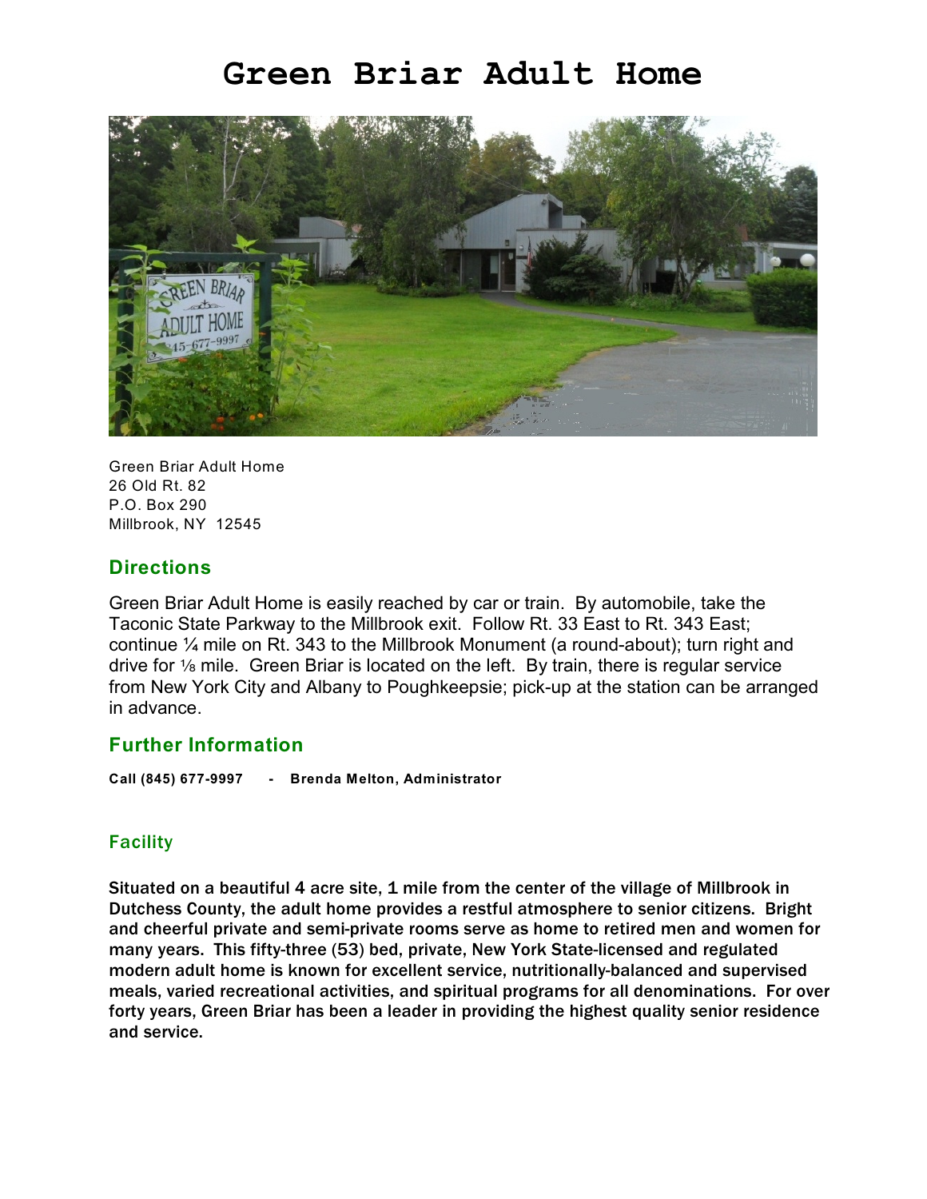# Green Briar Adult Home

Green Briar Adult Home
26 Old Rt. 82
P.O. Box 290
Millbrook, NY 12545

## Directions

Green Briar Adult Home is easily reached by car or train. By automobile, take the Taconic State Parkway to the Millbrook exit. Follow Rt. 33 East to Rt. 343 East; continue ¼ mile on Rt. 343 to the Millbrook Monument (a round-about); turn right and drive for ⅛ mile. Green Briar is located on the left. By train, there is regular service from New York City and Albany to Poughkeepsie; pick-up at the station can be arranged in advance.

## Further Information

**Call (845) 677-9997 - Brenda Melton, Administrator**

## Facility

**Situated on a beautiful 4 acre site, 1 mile from the center of the village of Millbrook in Dutchess County, the adult home provides a restful atmosphere to senior citizens. Bright and cheerful private and semi-private rooms serve as home to retired men and women for many years. This fifty-three (53) bed, private, New York State-licensed and regulated modern adult home is known for excellent service, nutritionally-balanced and supervised meals, varied recreational activities, and spiritual programs for all denominations. For over forty years, Green Briar has been a leader in providing the highest quality senior residence and service.**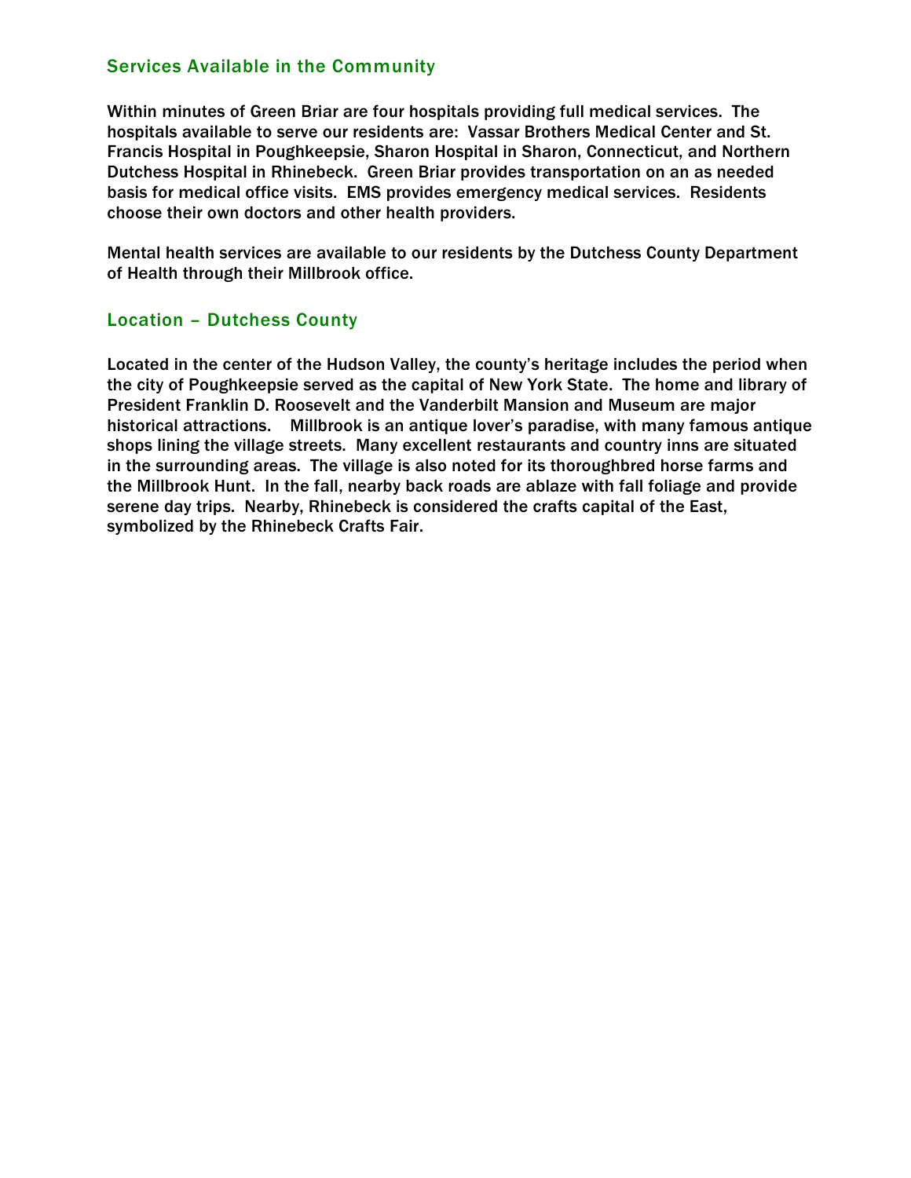## Services Available in the Community

**Within minutes of Green Briar are four hospitals providing full medical services. The hospitals available to serve our residents are: Vassar Brothers Medical Center and St. Francis Hospital in Poughkeepsie, Sharon Hospital in Sharon, Connecticut, and Northern Dutchess Hospital in Rhinebeck. Green Briar provides transportation on an as needed basis for medical office visits. EMS provides emergency medical services. Residents choose their own doctors and other health providers.**

**Mental health services are available to our residents by the Dutchess County Department of Health through their Millbrook office.**

## Location – Dutchess County

**Located in the center of the Hudson Valley, the county's heritage includes the period when the city of Poughkeepsie served as the capital of New York State. The home and library of President Franklin D. Roosevelt and the Vanderbilt Mansion and Museum are major historical attractions. Millbrook is an antique lover's paradise, with many famous antique shops lining the village streets. Many excellent restaurants and country inns are situated in the surrounding areas. The village is also noted for its thoroughbred horse farms and the Millbrook Hunt. In the fall, nearby back roads are ablaze with fall foliage and provide serene day trips. Nearby, Rhinebeck is considered the crafts capital of the East, symbolized by the Rhinebeck Crafts Fair.**